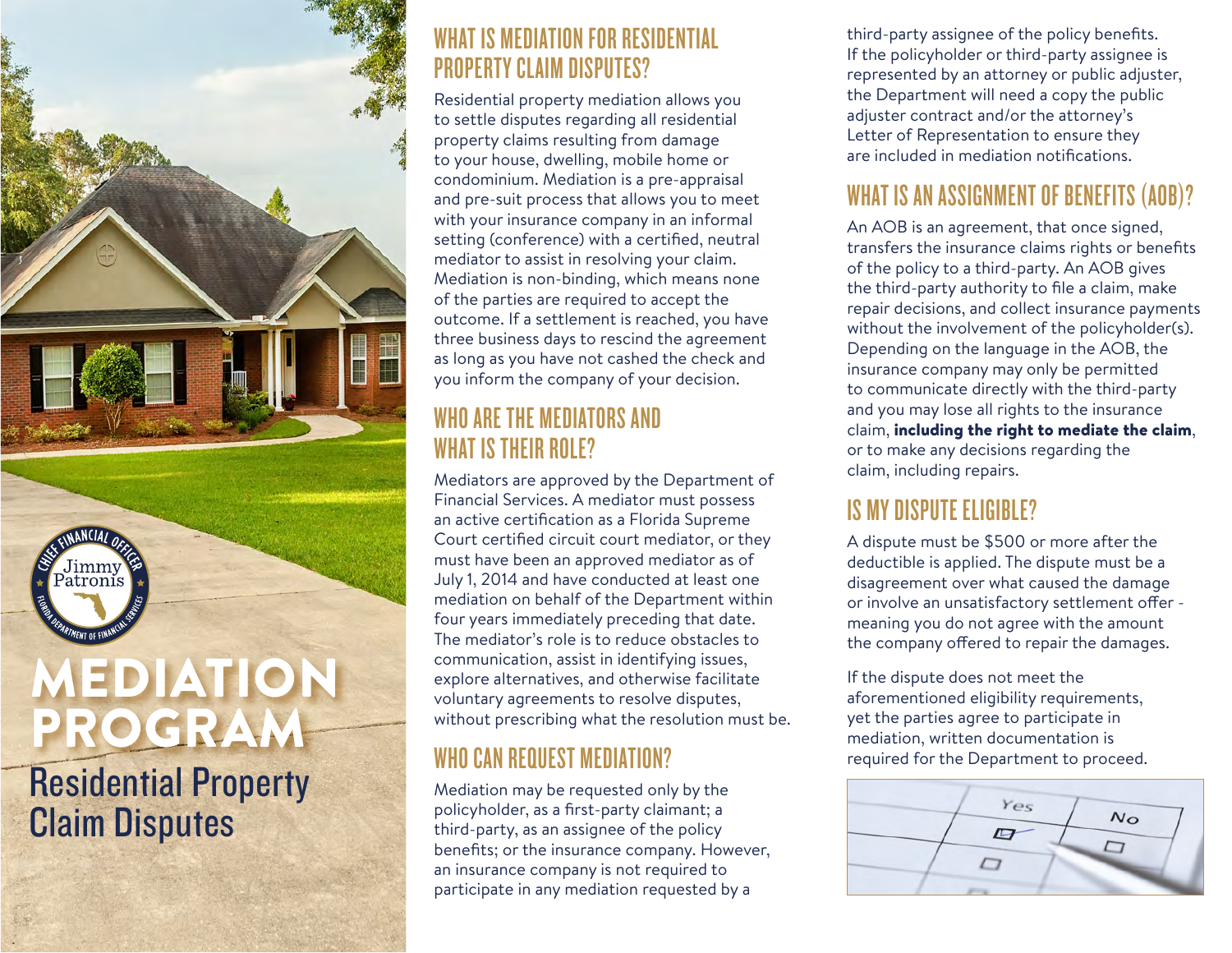# MEDIATION PROGRAM

## Residential Property Claim Disputes

## WHAT IS MEDIATION FOR RESIDENTIAL PROPERTY CLAIM DISPUTES?

Residential property mediation allows you to settle disputes regarding all residential property claims resulting from damage to your house, dwelling, mobile home or condominium. Mediation is a pre-appraisal and pre-suit process that allows you to meet with your insurance company in an informal setting (conference) with a certified, neutral mediator to assist in resolving your claim. Mediation is non-binding, which means none of the parties are required to accept the outcome. If a settlement is reached, you have three business days to rescind the agreement as long as you have not cashed the check and you inform the company of your decision.

## WHO ARE THE MEDIATORS AND WHAT IS THEIR ROLE?

Mediators are approved by the Department of Financial Services. A mediator must possess an active certification as a Florida Supreme Court certified circuit court mediator, or they must have been an approved mediator as of July 1, 2014 and have conducted at least one mediation on behalf of the Department within four years immediately preceding that date. The mediator's role is to reduce obstacles to communication, assist in identifying issues, explore alternatives, and otherwise facilitate voluntary agreements to resolve disputes, without prescribing what the resolution must be.

## WHO CAN REQUEST MEDIATION?

Mediation may be requested only by the policyholder, as a first-party claimant; a third-party, as an assignee of the policy benefits; or the insurance company. However, an insurance company is not required to participate in any mediation requested by a third-party assignee of the policy benefits. If the policyholder or third-party assignee is represented by an attorney or public adjuster, the Department will need a copy the public adjuster contract and/or the attorney's Letter of Representation to ensure they are included in mediation notifications.

## WHAT IS AN ASSIGNMENT OF BENEFITS (AOB)?

An AOB is an agreement, that once signed, transfers the insurance claims rights or benefits of the policy to a third-party. An AOB gives the third-party authority to file a claim, make repair decisions, and collect insurance payments without the involvement of the policyholder(s). Depending on the language in the AOB, the insurance company may only be permitted to communicate directly with the third-party and you may lose all rights to the insurance claim, **including the right to mediate the claim**, or to make any decisions regarding the claim, including repairs.

## IS MY DISPUTE ELIGIBLE?

A dispute must be $500 or more after the deductible is applied. The dispute must be a disagreement over what caused the damage or involve an unsatisfactory settlement offer - meaning you do not agree with the amount the company offered to repair the damages.

If the dispute does not meet the aforementioned eligibility requirements, yet the parties agree to participate in mediation, written documentation is required for the Department to proceed.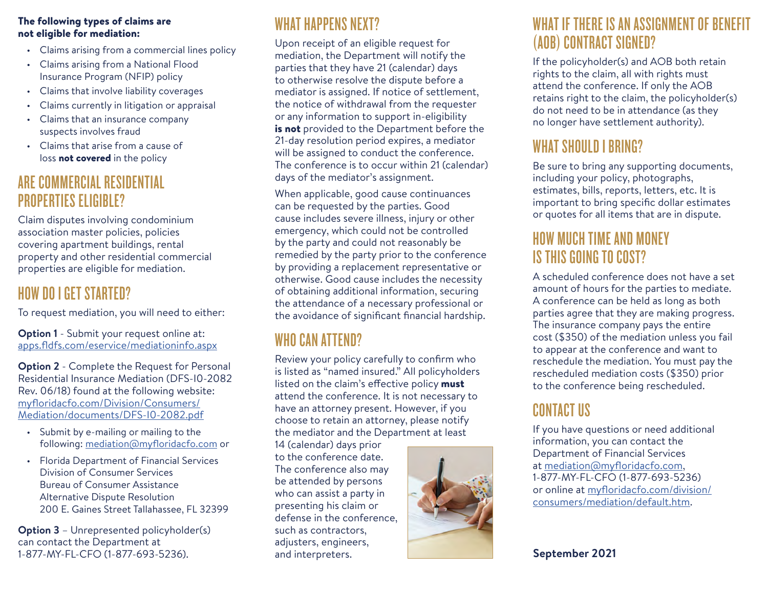**The following types of claims are not eligible for mediation:**

- Claims arising from a commercial lines policy
- Claims arising from a National Flood Insurance Program (NFIP) policy
- Claims that involve liability coverages
- Claims currently in litigation or appraisal
- Claims that an insurance company suspects involves fraud
- Claims that arise from a cause of loss **not covered** in the policy

## ARE COMMERCIAL RESIDENTIAL PROPERTIES ELIGIBLE?

Claim disputes involving condominium association master policies, policies covering apartment buildings, rental property and other residential commercial properties are eligible for mediation.

## HOW DO I GET STARTED?

To request mediation, you will need to either:

**Option 1** - Submit your request online at: apps.fldfs.com/eservice/mediationinfo.aspx

**Option 2** - Complete the Request for Personal Residential Insurance Mediation (DFS-I0-2082 Rev. 06/18) found at the following website: myfloridacfo.com/Division/Consumers/Mediation/documents/DFS-I0-2082.pdf

- Submit by e-mailing or mailing to the following: mediation@myfloridacfo.com or
- Florida Department of Financial Services
  Division of Consumer Services
  Bureau of Consumer Assistance
  Alternative Dispute Resolution
  200 E. Gaines Street Tallahassee, FL 32399

**Option 3** – Unrepresented policyholder(s) can contact the Department at 1-877-MY-FL-CFO (1-877-693-5236).

## WHAT HAPPENS NEXT?

Upon receipt of an eligible request for mediation, the Department will notify the parties that they have 21 (calendar) days to otherwise resolve the dispute before a mediator is assigned. If notice of settlement, the notice of withdrawal from the requester or any information to support in-eligibility **is not** provided to the Department before the 21-day resolution period expires, a mediator will be assigned to conduct the conference. The conference is to occur within 21 (calendar) days of the mediator's assignment.

When applicable, good cause continuances can be requested by the parties. Good cause includes severe illness, injury or other emergency, which could not be controlled by the party and could not reasonably be remedied by the party prior to the conference by providing a replacement representative or otherwise. Good cause includes the necessity of obtaining additional information, securing the attendance of a necessary professional or the avoidance of significant financial hardship.

## WHO CAN ATTEND?

Review your policy carefully to confirm who is listed as "named insured." All policyholders listed on the claim's effective policy **must** attend the conference. It is not necessary to have an attorney present. However, if you choose to retain an attorney, please notify the mediator and the Department at least 14 (calendar) days prior to the conference date. The conference also may be attended by persons who can assist a party in presenting his claim or defense in the conference, such as contractors, adjusters, engineers, and interpreters.

## WHAT IF THERE IS AN ASSIGNMENT OF BENEFIT (AOB) CONTRACT SIGNED?

If the policyholder(s) and AOB both retain rights to the claim, all with rights must attend the conference. If only the AOB retains right to the claim, the policyholder(s) do not need to be in attendance (as they no longer have settlement authority).

## WHAT SHOULD I BRING?

Be sure to bring any supporting documents, including your policy, photographs, estimates, bills, reports, letters, etc. It is important to bring specific dollar estimates or quotes for all items that are in dispute.

## HOW MUCH TIME AND MONEY IS THIS GOING TO COST?

A scheduled conference does not have a set amount of hours for the parties to mediate. A conference can be held as long as both parties agree that they are making progress. The insurance company pays the entire cost ($350) of the mediation unless you fail to appear at the conference and want to reschedule the mediation. You must pay the rescheduled mediation costs ($350) prior to the conference being rescheduled.

## CONTACT US

If you have questions or need additional information, you can contact the Department of Financial Services at mediation@myfloridacfo.com, 1-877-MY-FL-CFO (1-877-693-5236) or online at myfloridacfo.com/division/consumers/mediation/default.htm.

**September 2021**